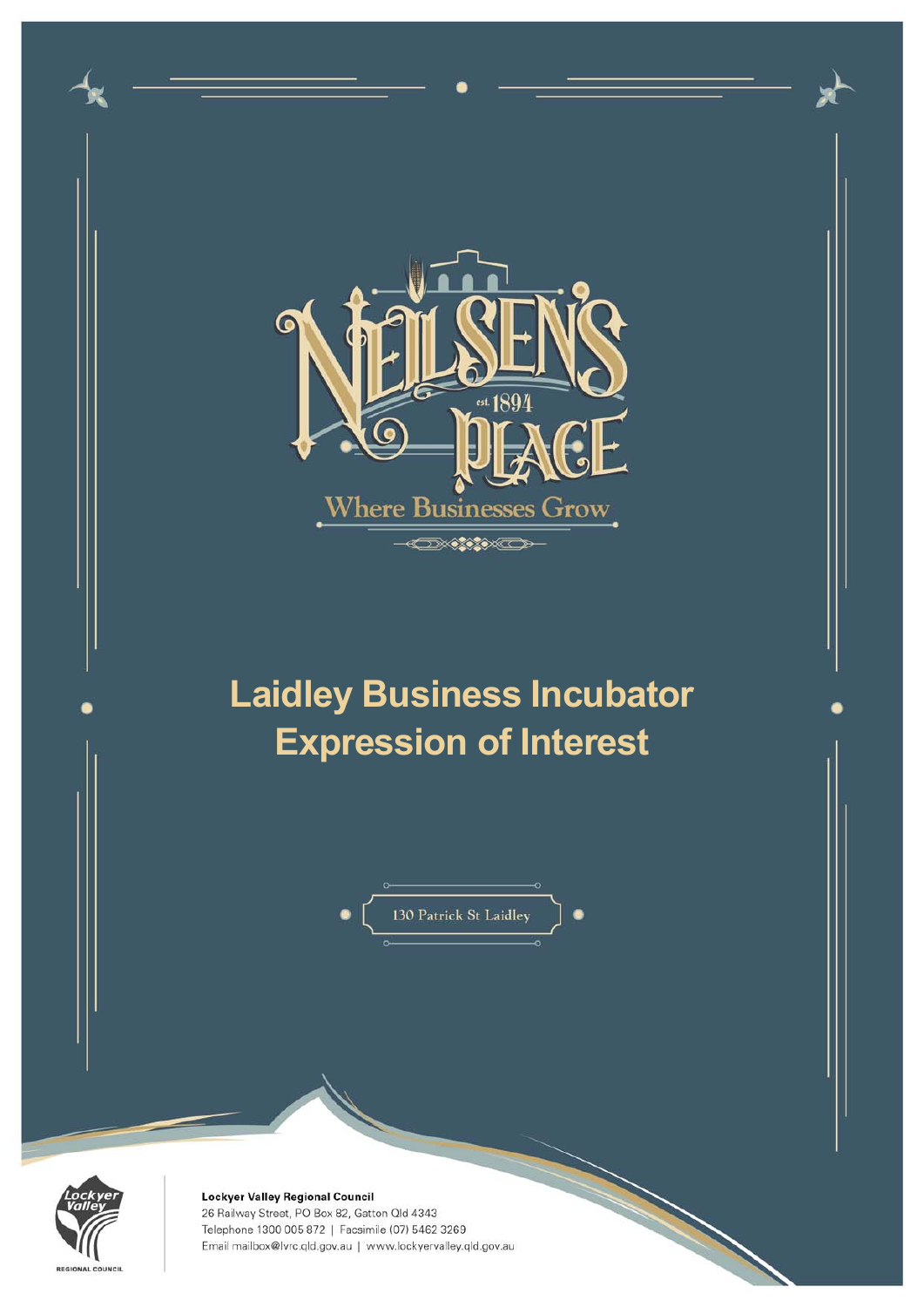NEILSEN'S est. 1894 PLACE

Where Businesses Grow

# Laidley Business Incubator Expression of Interest

130 Patrick St Laidley

**Lockyer Valley Regional Council**
26 Railway Street, PO Box 82, Gatton Qld 4343
Telephone 1300 005 872 | Facsimile (07) 5462 3269
Email mailbox@lvrc.qld.gov.au | www.lockyervalley.qld.gov.au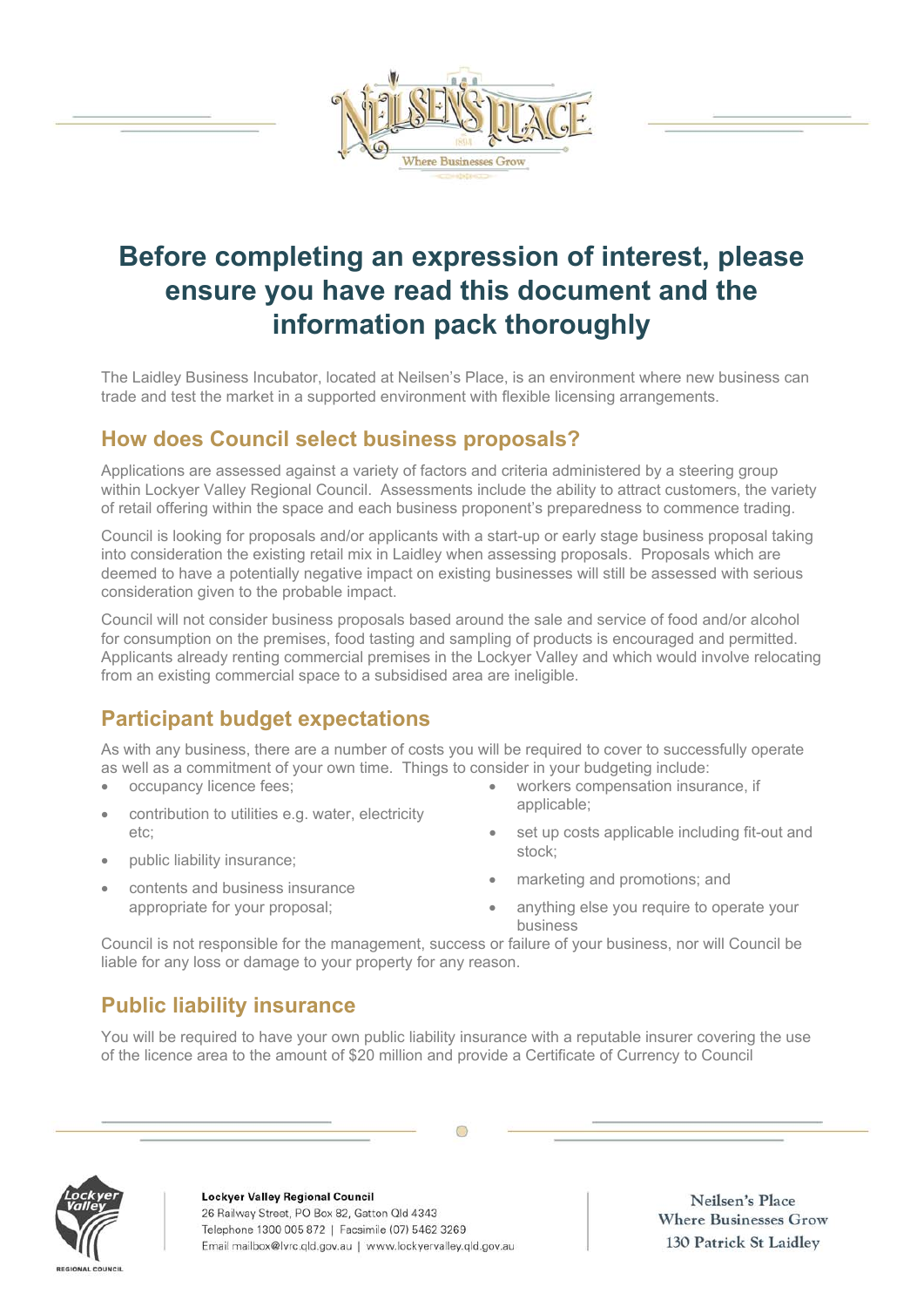# Before completing an expression of interest, please ensure you have read this document and the information pack thoroughly

The Laidley Business Incubator, located at Neilsen's Place, is an environment where new business can trade and test the market in a supported environment with flexible licensing arrangements.

## How does Council select business proposals?

Applications are assessed against a variety of factors and criteria administered by a steering group within Lockyer Valley Regional Council. Assessments include the ability to attract customers, the variety of retail offering within the space and each business proponent's preparedness to commence trading.

Council is looking for proposals and/or applicants with a start-up or early stage business proposal taking into consideration the existing retail mix in Laidley when assessing proposals. Proposals which are deemed to have a potentially negative impact on existing businesses will still be assessed with serious consideration given to the probable impact.

Council will not consider business proposals based around the sale and service of food and/or alcohol for consumption on the premises, food tasting and sampling of products is encouraged and permitted. Applicants already renting commercial premises in the Lockyer Valley and which would involve relocating from an existing commercial space to a subsidised area are ineligible.

## Participant budget expectations

As with any business, there are a number of costs you will be required to cover to successfully operate as well as a commitment of your own time. Things to consider in your budgeting include:

- occupancy licence fees;
- contribution to utilities e.g. water, electricity etc;
- public liability insurance;
- contents and business insurance appropriate for your proposal;
- workers compensation insurance, if applicable;
- set up costs applicable including fit-out and stock;
- marketing and promotions; and
- anything else you require to operate your business

Council is not responsible for the management, success or failure of your business, nor will Council be liable for any loss or damage to your property for any reason.

## Public liability insurance

You will be required to have your own public liability insurance with a reputable insurer covering the use of the licence area to the amount of $20 million and provide a Certificate of Currency to Council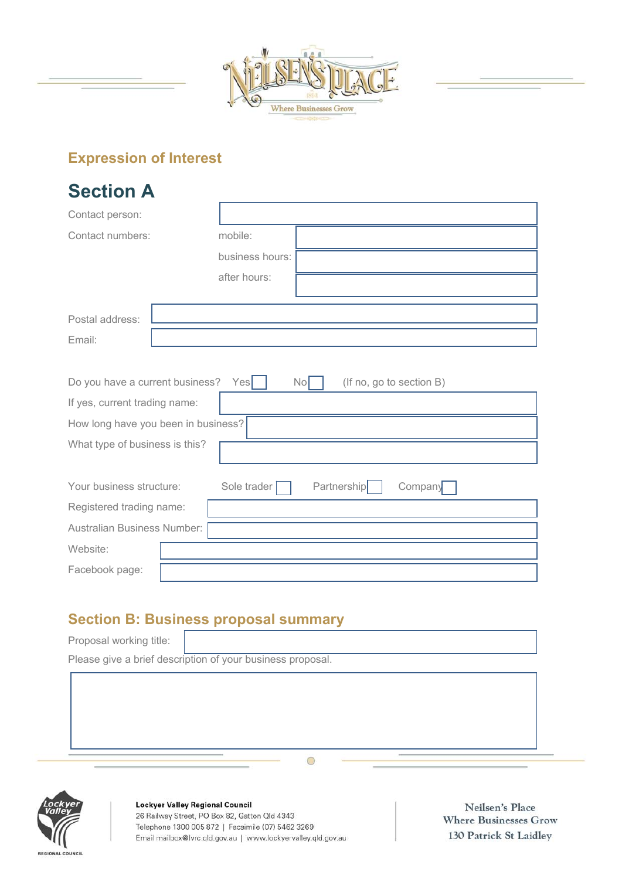## Expression of Interest

# Section A

Contact person:

Contact numbers: mobile:

business hours:

after hours:

Postal address:

Email:

Do you have a current business? Yes ☐ No ☐ (If no, go to section B)

If yes, current trading name:

How long have you been in business?

What type of business is this?

Your business structure: Sole trader ☐ Partnership ☐ Company ☐

Registered trading name:

Australian Business Number:

Website:

Facebook page:

## Section B: Business proposal summary

Proposal working title:

Please give a brief description of your business proposal.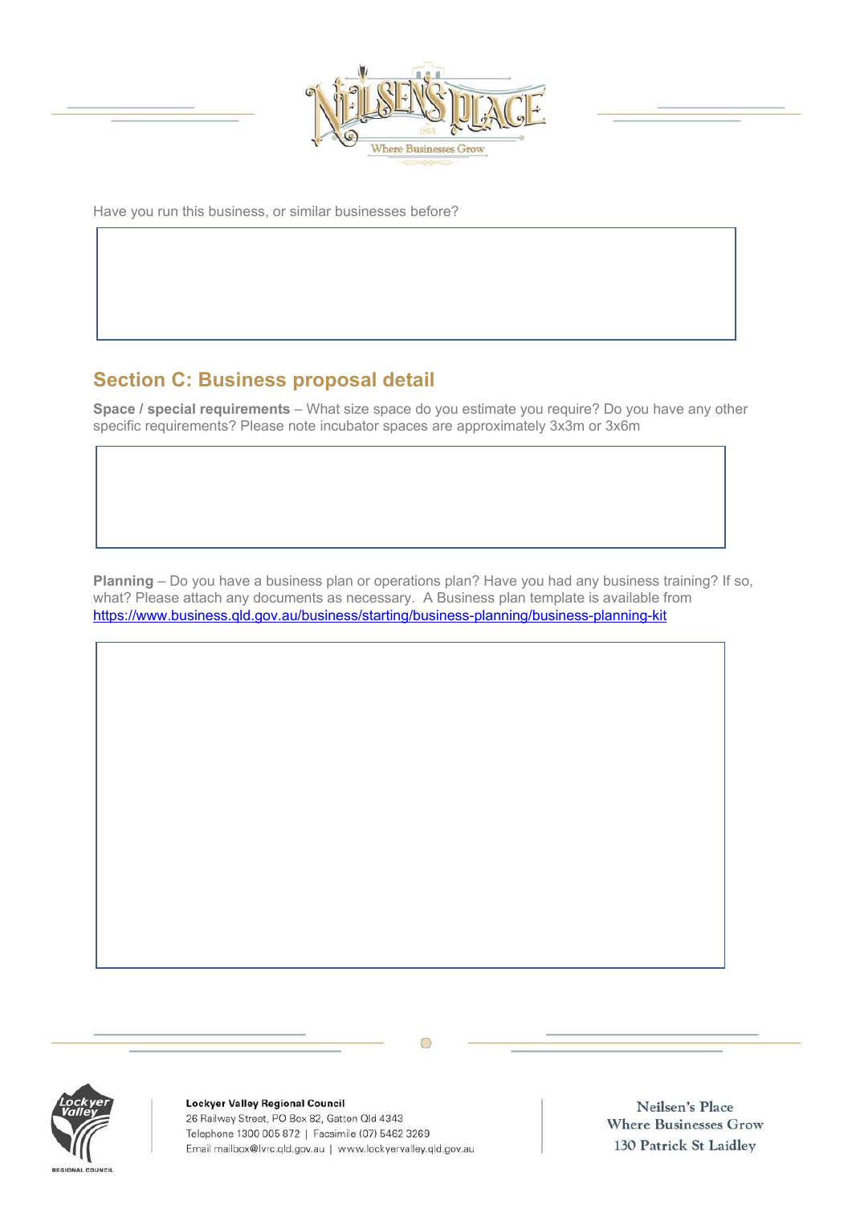Have you run this business, or similar businesses before?

## Section C: Business proposal detail

**Space / special requirements** – What size space do you estimate you require? Do you have any other specific requirements? Please note incubator spaces are approximately 3x3m or 3x6m

**Planning** – Do you have a business plan or operations plan? Have you had any business training? If so, what? Please attach any documents as necessary. A Business plan template is available from https://www.business.qld.gov.au/business/starting/business-planning/business-planning-kit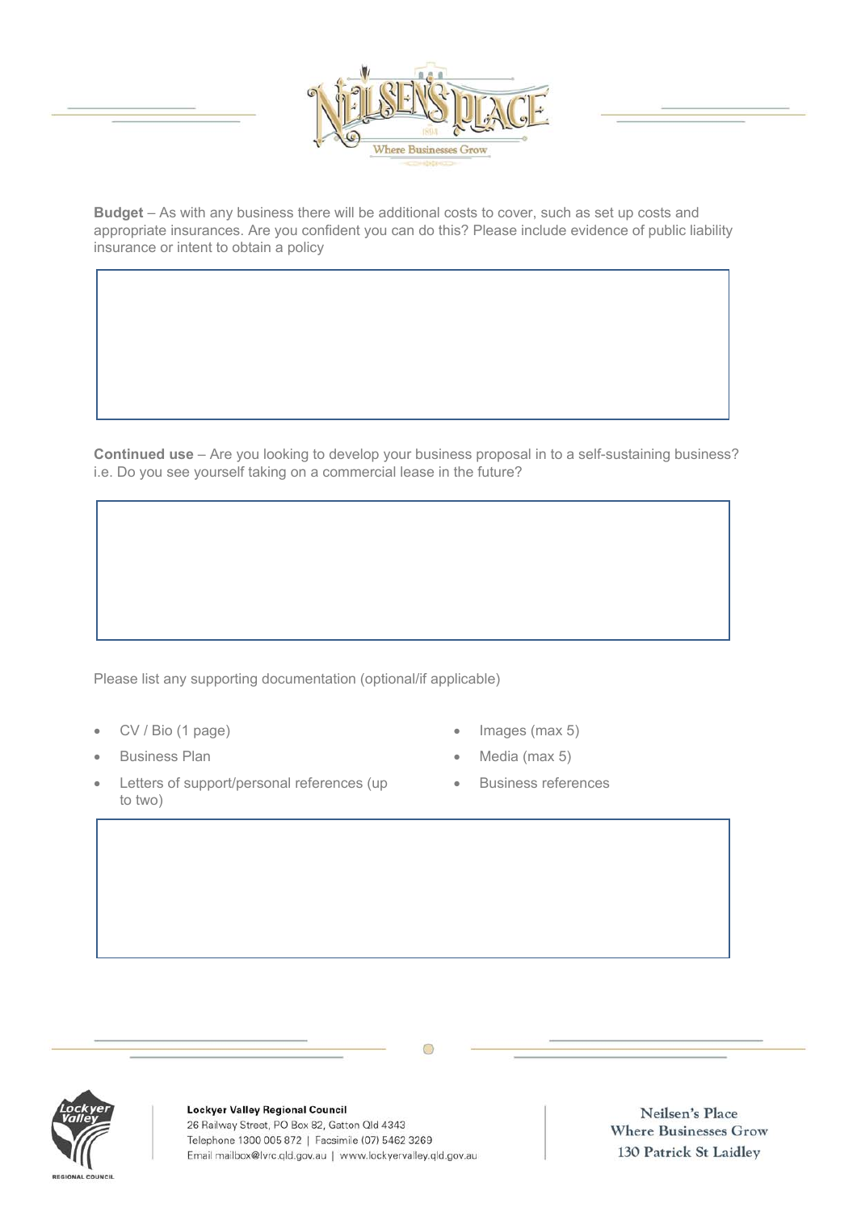**Budget** – As with any business there will be additional costs to cover, such as set up costs and appropriate insurances. Are you confident you can do this? Please include evidence of public liability insurance or intent to obtain a policy

**Continued use** – Are you looking to develop your business proposal in to a self-sustaining business? i.e. Do you see yourself taking on a commercial lease in the future?

Please list any supporting documentation (optional/if applicable)

- CV / Bio (1 page)
- Business Plan
- Letters of support/personal references (up to two)
- Images (max 5)
- Media (max 5)
- Business references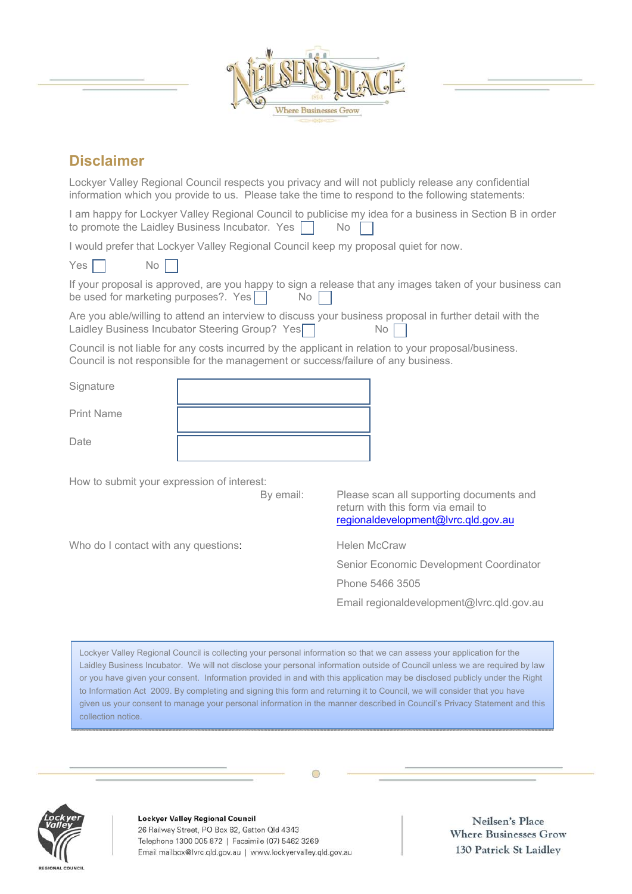## Disclaimer

Lockyer Valley Regional Council respects you privacy and will not publicly release any confidential information which you provide to us. Please take the time to respond to the following statements:

I am happy for Lockyer Valley Regional Council to publicise my idea for a business in Section B in order to promote the Laidley Business Incubator. Yes ☐ No ☐

I would prefer that Lockyer Valley Regional Council keep my proposal quiet for now.

Yes ☐ No ☐

If your proposal is approved, are you happy to sign a release that any images taken of your business can be used for marketing purposes?. Yes ☐ No ☐

Are you able/willing to attend an interview to discuss your business proposal in further detail with the Laidley Business Incubator Steering Group? Yes ☐ No ☐

Council is not liable for any costs incurred by the applicant in relation to your proposal/business. Council is not responsible for the management or success/failure of any business.

| | |
|---|---|
| Signature | |
| Print Name | |
| Date | |

How to submit your expression of interest:

By email: Please scan all supporting documents and return with this form via email to regionaldevelopment@lvrc.qld.gov.au

Who do I contact with any questions:

Helen McCraw
Senior Economic Development Coordinator
Phone 5466 3505
Email regionaldevelopment@lvrc.qld.gov.au

Lockyer Valley Regional Council is collecting your personal information so that we can assess your application for the Laidley Business Incubator. We will not disclose your personal information outside of Council unless we are required by law or you have given your consent. Information provided in and with this application may be disclosed publicly under the Right to Information Act 2009. By completing and signing this form and returning it to Council, we will consider that you have given us your consent to manage your personal information in the manner described in Council's Privacy Statement and this collection notice.